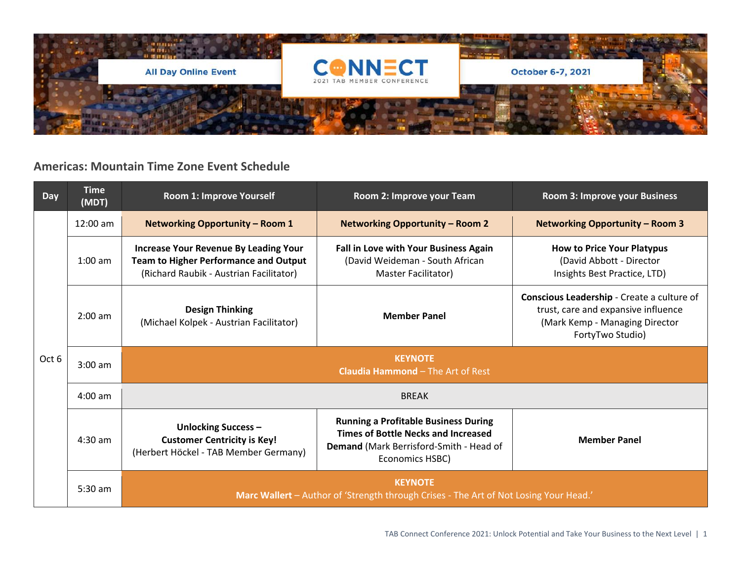All Day Online Event

CONNECT
2021 TAB MEMBER CONFERENCE

October 6-7, 2021

## Americas: Mountain Time Zone Event Schedule

| Day | Time (MDT) | Room 1: Improve Yourself | Room 2: Improve your Team | Room 3: Improve your Business |
|---|---|---|---|---|
| Oct 6 | 12:00 am | **Networking Opportunity – Room 1** | **Networking Opportunity – Room 2** | **Networking Opportunity – Room 3** |
| | 1:00 am | **Increase Your Revenue By Leading Your Team to Higher Performance and Output** (Richard Raubik - Austrian Facilitator) | **Fall in Love with Your Business Again** (David Weideman - South African Master Facilitator) | **How to Price Your Platypus** (David Abbott - Director Insights Best Practice, LTD) |
| | 2:00 am | **Design Thinking** (Michael Kolpek - Austrian Facilitator) | **Member Panel** | **Conscious Leadership** - Create a culture of trust, care and expansive influence (Mark Kemp - Managing Director FortyTwo Studio) |
| | 3:00 am | **KEYNOTE** **Claudia Hammond** – The Art of Rest | | |
| | 4:00 am | BREAK | | |
| | 4:30 am | **Unlocking Success – Customer Centricity is Key!** (Herbert Höckel - TAB Member Germany) | **Running a Profitable Business During Times of Bottle Necks and Increased Demand** (Mark Berrisford-Smith - Head of Economics HSBC) | **Member Panel** |
| | 5:30 am | **KEYNOTE** **Marc Wallert** – Author of 'Strength through Crises - The Art of Not Losing Your Head.' | | |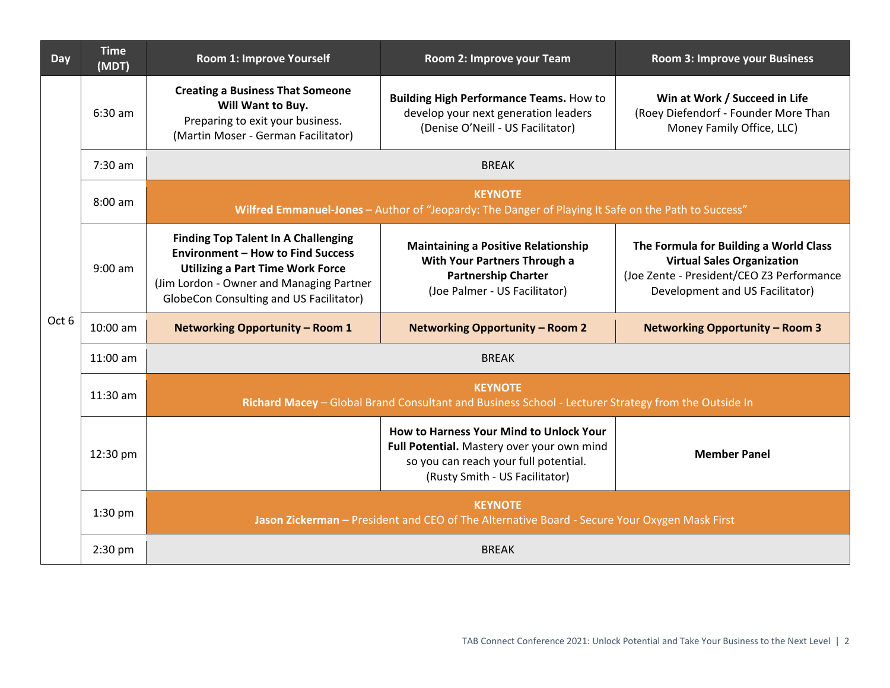| Day | Time (MDT) | Room 1: Improve Yourself | Room 2: Improve your Team | Room 3: Improve your Business |
|---|---|---|---|---|
| Oct 6 | 6:30 am | **Creating a Business That Someone Will Want to Buy.** Preparing to exit your business. (Martin Moser - German Facilitator) | **Building High Performance Teams.** How to develop your next generation leaders (Denise O'Neill - US Facilitator) | **Win at Work / Succeed in Life** (Roey Diefendorf - Founder More Than Money Family Office, LLC) |
| | 7:30 am | BREAK | | |
| | 8:00 am | **KEYNOTE** **Wilfred Emmanuel-Jones** – Author of "Jeopardy: The Danger of Playing It Safe on the Path to Success" | | |
| | 9:00 am | **Finding Top Talent In A Challenging Environment – How to Find Success Utilizing a Part Time Work Force** (Jim Lordon - Owner and Managing Partner GlobeCon Consulting and US Facilitator) | **Maintaining a Positive Relationship With Your Partners Through a Partnership Charter** (Joe Palmer - US Facilitator) | **The Formula for Building a World Class Virtual Sales Organization** (Joe Zente - President/CEO Z3 Performance Development and US Facilitator) |
| | 10:00 am | **Networking Opportunity – Room 1** | **Networking Opportunity – Room 2** | **Networking Opportunity – Room 3** |
| | 11:00 am | BREAK | | |
| | 11:30 am | **KEYNOTE** **Richard Macey** – Global Brand Consultant and Business School - Lecturer Strategy from the Outside In | | |
| | 12:30 pm | | **How to Harness Your Mind to Unlock Your Full Potential.** Mastery over your own mind so you can reach your full potential. (Rusty Smith - US Facilitator) | **Member Panel** |
| | 1:30 pm | **KEYNOTE** **Jason Zickerman** – President and CEO of The Alternative Board - Secure Your Oxygen Mask First | | |
| | 2:30 pm | BREAK | | |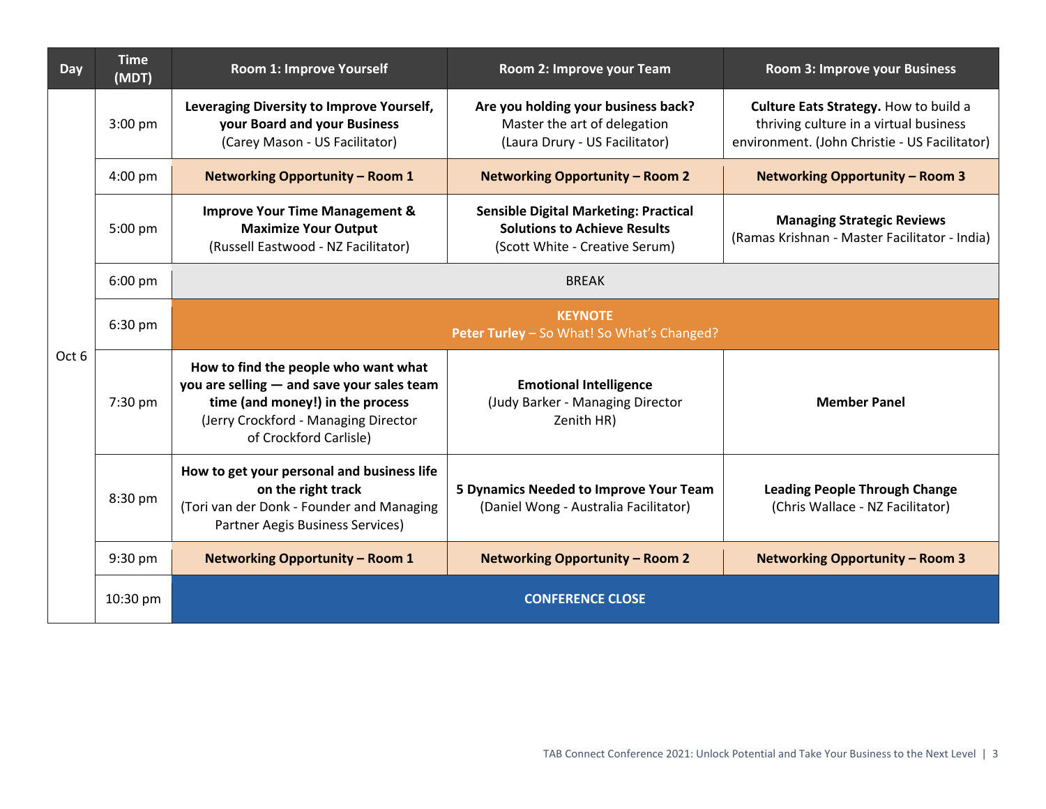| Day | Time (MDT) | Room 1: Improve Yourself | Room 2: Improve your Team | Room 3: Improve your Business |
|---|---|---|---|---|
| Oct 6 | 3:00 pm | **Leveraging Diversity to Improve Yourself, your Board and your Business** (Carey Mason - US Facilitator) | **Are you holding your business back?** Master the art of delegation (Laura Drury - US Facilitator) | **Culture Eats Strategy.** How to build a thriving culture in a virtual business environment. (John Christie - US Facilitator) |
| | 4:00 pm | **Networking Opportunity – Room 1** | **Networking Opportunity – Room 2** | **Networking Opportunity – Room 3** |
| | 5:00 pm | **Improve Your Time Management & Maximize Your Output** (Russell Eastwood - NZ Facilitator) | **Sensible Digital Marketing: Practical Solutions to Achieve Results** (Scott White - Creative Serum) | **Managing Strategic Reviews** (Ramas Krishnan - Master Facilitator - India) |
| | 6:00 pm | BREAK | | |
| | 6:30 pm | **KEYNOTE** **Peter Turley** – So What! So What's Changed? | | |
| | 7:30 pm | **How to find the people who want what you are selling — and save your sales team time (and money!) in the process** (Jerry Crockford - Managing Director of Crockford Carlisle) | **Emotional Intelligence** (Judy Barker - Managing Director Zenith HR) | **Member Panel** |
| | 8:30 pm | **How to get your personal and business life on the right track** (Tori van der Donk - Founder and Managing Partner Aegis Business Services) | **5 Dynamics Needed to Improve Your Team** (Daniel Wong - Australia Facilitator) | **Leading People Through Change** (Chris Wallace - NZ Facilitator) |
| | 9:30 pm | **Networking Opportunity – Room 1** | **Networking Opportunity – Room 2** | **Networking Opportunity – Room 3** |
| | 10:30 pm | **CONFERENCE CLOSE** | | |